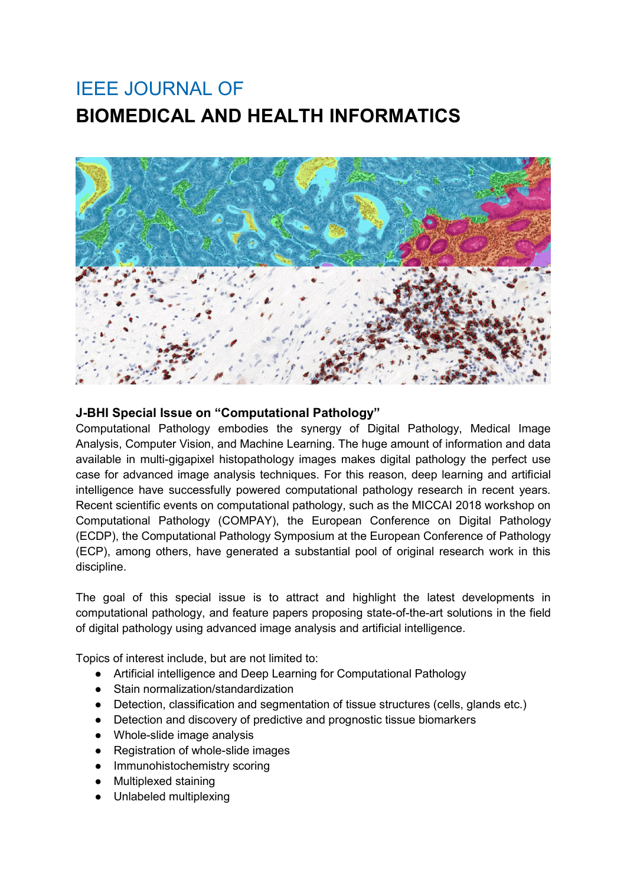# IEEE JOURNAL OF
# BIOMEDICAL AND HEALTH INFORMATICS

### J-BHI Special Issue on "Computational Pathology"

Computational Pathology embodies the synergy of Digital Pathology, Medical Image Analysis, Computer Vision, and Machine Learning. The huge amount of information and data available in multi-gigapixel histopathology images makes digital pathology the perfect use case for advanced image analysis techniques. For this reason, deep learning and artificial intelligence have successfully powered computational pathology research in recent years. Recent scientific events on computational pathology, such as the MICCAI 2018 workshop on Computational Pathology (COMPAY), the European Conference on Digital Pathology (ECDP), the Computational Pathology Symposium at the European Conference of Pathology (ECP), among others, have generated a substantial pool of original research work in this discipline.

The goal of this special issue is to attract and highlight the latest developments in computational pathology, and feature papers proposing state-of-the-art solutions in the field of digital pathology using advanced image analysis and artificial intelligence.

Topics of interest include, but are not limited to:

- Artificial intelligence and Deep Learning for Computational Pathology
- Stain normalization/standardization
- Detection, classification and segmentation of tissue structures (cells, glands etc.)
- Detection and discovery of predictive and prognostic tissue biomarkers
- Whole-slide image analysis
- Registration of whole-slide images
- Immunohistochemistry scoring
- Multiplexed staining
- Unlabeled multiplexing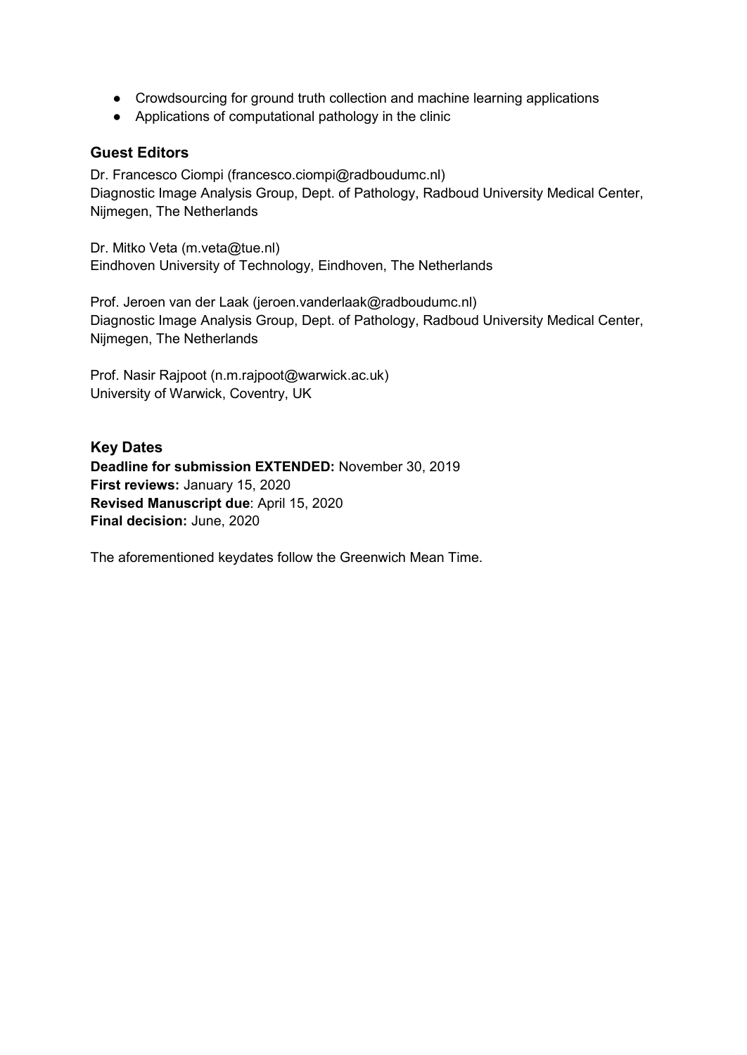- Crowdsourcing for ground truth collection and machine learning applications
- Applications of computational pathology in the clinic

### Guest Editors

Dr. Francesco Ciompi (francesco.ciompi@radboudumc.nl)
Diagnostic Image Analysis Group, Dept. of Pathology, Radboud University Medical Center, Nijmegen, The Netherlands

Dr. Mitko Veta (m.veta@tue.nl)
Eindhoven University of Technology, Eindhoven, The Netherlands

Prof. Jeroen van der Laak (jeroen.vanderlaak@radboudumc.nl)
Diagnostic Image Analysis Group, Dept. of Pathology, Radboud University Medical Center, Nijmegen, The Netherlands

Prof. Nasir Rajpoot (n.m.rajpoot@warwick.ac.uk)
University of Warwick, Coventry, UK

### Key Dates

**Deadline for submission EXTENDED:** November 30, 2019
**First reviews:** January 15, 2020
**Revised Manuscript due**: April 15, 2020
**Final decision:** June, 2020

The aforementioned keydates follow the Greenwich Mean Time.